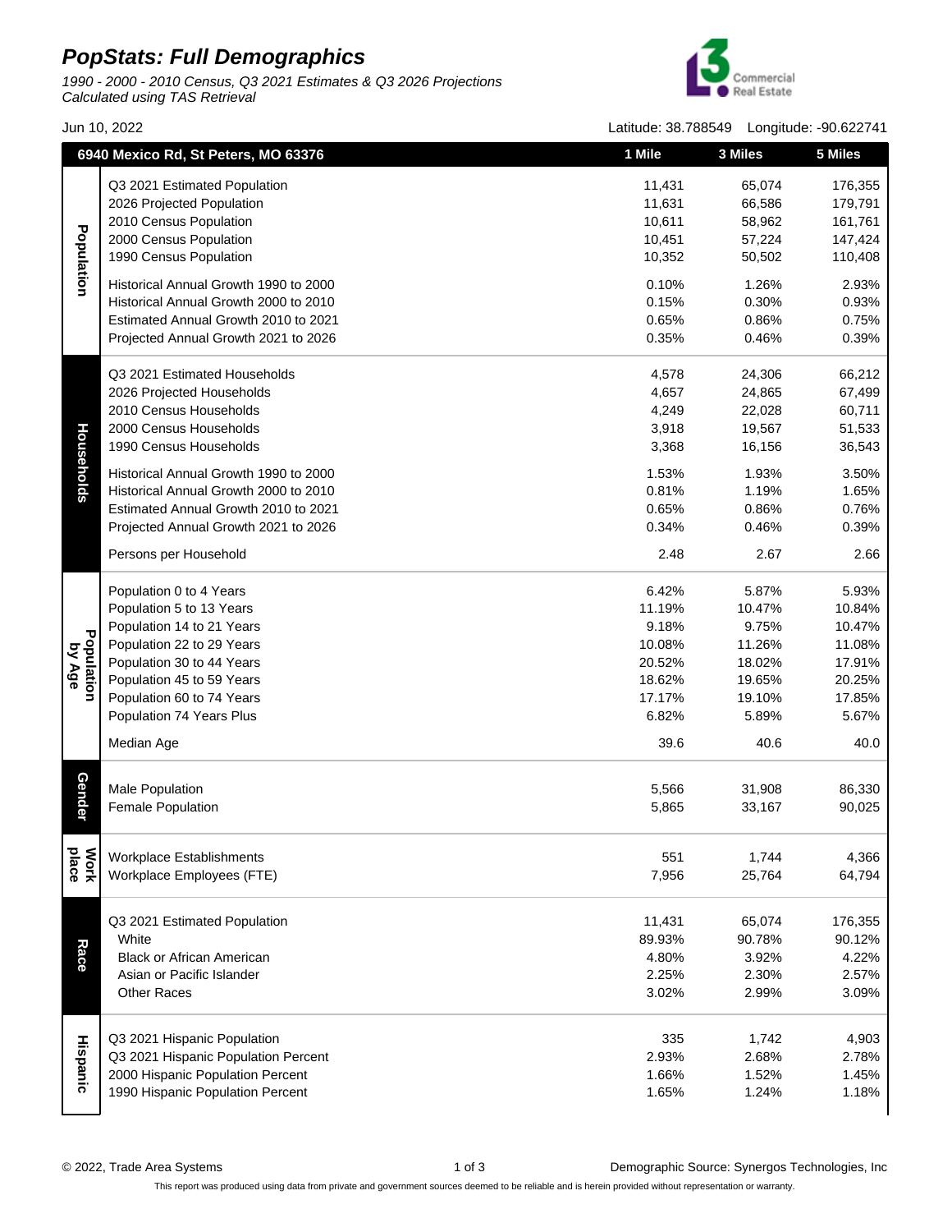# PopStats: Full Demographics

*1990 - 2000 - 2010 Census, Q3 2021 Estimates & Q3 2026 Projections*
*Calculated using TAS Retrieval*

Commercial Real Estate

Jun 10, 2022

Latitude: 38.788549 Longitude: -90.622741

| | 6940 Mexico Rd, St Peters, MO 63376 | 1 Mile | 3 Miles | 5 Miles |
|---|---|---|---|---|
| **Population** | Q3 2021 Estimated Population | 11,431 | 65,074 | 176,355 |
| | 2026 Projected Population | 11,631 | 66,586 | 179,791 |
| | 2010 Census Population | 10,611 | 58,962 | 161,761 |
| | 2000 Census Population | 10,451 | 57,224 | 147,424 |
| | 1990 Census Population | 10,352 | 50,502 | 110,408 |
| | Historical Annual Growth 1990 to 2000 | 0.10% | 1.26% | 2.93% |
| | Historical Annual Growth 2000 to 2010 | 0.15% | 0.30% | 0.93% |
| | Estimated Annual Growth 2010 to 2021 | 0.65% | 0.86% | 0.75% |
| | Projected Annual Growth 2021 to 2026 | 0.35% | 0.46% | 0.39% |
| **Households** | Q3 2021 Estimated Households | 4,578 | 24,306 | 66,212 |
| | 2026 Projected Households | 4,657 | 24,865 | 67,499 |
| | 2010 Census Households | 4,249 | 22,028 | 60,711 |
| | 2000 Census Households | 3,918 | 19,567 | 51,533 |
| | 1990 Census Households | 3,368 | 16,156 | 36,543 |
| | Historical Annual Growth 1990 to 2000 | 1.53% | 1.93% | 3.50% |
| | Historical Annual Growth 2000 to 2010 | 0.81% | 1.19% | 1.65% |
| | Estimated Annual Growth 2010 to 2021 | 0.65% | 0.86% | 0.76% |
| | Projected Annual Growth 2021 to 2026 | 0.34% | 0.46% | 0.39% |
| | Persons per Household | 2.48 | 2.67 | 2.66 |
| **Population by Age** | Population 0 to 4 Years | 6.42% | 5.87% | 5.93% |
| | Population 5 to 13 Years | 11.19% | 10.47% | 10.84% |
| | Population 14 to 21 Years | 9.18% | 9.75% | 10.47% |
| | Population 22 to 29 Years | 10.08% | 11.26% | 11.08% |
| | Population 30 to 44 Years | 20.52% | 18.02% | 17.91% |
| | Population 45 to 59 Years | 18.62% | 19.65% | 20.25% |
| | Population 60 to 74 Years | 17.17% | 19.10% | 17.85% |
| | Population 74 Years Plus | 6.82% | 5.89% | 5.67% |
| | Median Age | 39.6 | 40.6 | 40.0 |
| **Gender** | Male Population | 5,566 | 31,908 | 86,330 |
| | Female Population | 5,865 | 33,167 | 90,025 |
| **Work place** | Workplace Establishments | 551 | 1,744 | 4,366 |
| | Workplace Employees (FTE) | 7,956 | 25,764 | 64,794 |
| **Race** | Q3 2021 Estimated Population | 11,431 | 65,074 | 176,355 |
| | White | 89.93% | 90.78% | 90.12% |
| | Black or African American | 4.80% | 3.92% | 4.22% |
| | Asian or Pacific Islander | 2.25% | 2.30% | 2.57% |
| | Other Races | 3.02% | 2.99% | 3.09% |
| **Hispanic** | Q3 2021 Hispanic Population | 335 | 1,742 | 4,903 |
| | Q3 2021 Hispanic Population Percent | 2.93% | 2.68% | 2.78% |
| | 2000 Hispanic Population Percent | 1.66% | 1.52% | 1.45% |
| | 1990 Hispanic Population Percent | 1.65% | 1.24% | 1.18% |

© 2022, Trade Area Systems

Demographic Source: Synergos Technologies, Inc

This report was produced using data from private and government sources deemed to be reliable and is herein provided without representation or warranty.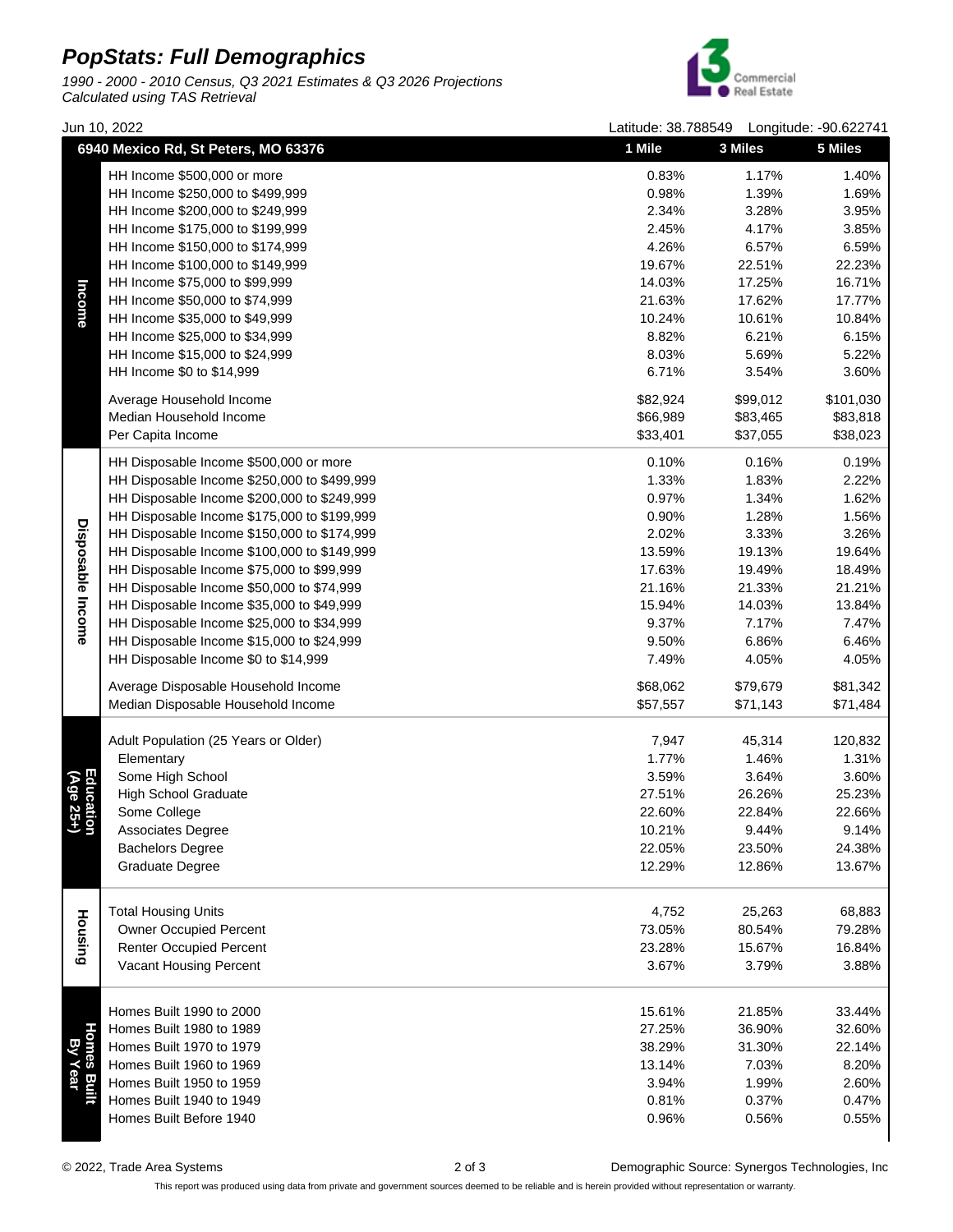# PopStats: Full Demographics

*1990 - 2000 - 2010 Census, Q3 2021 Estimates & Q3 2026 Projections*
*Calculated using TAS Retrieval*

Jun 10, 2022 — Latitude: 38.788549 Longitude: -90.622741

| 6940 Mexico Rd, St Peters, MO 63376 | | 1 Mile | 3 Miles | 5 Miles |
|---|---|---|---|---|
| **Income** | HH Income $500,000 or more | 0.83% | 1.17% | 1.40% |
| | HH Income $250,000 to $499,999 | 0.98% | 1.39% | 1.69% |
| | HH Income $200,000 to $249,999 | 2.34% | 3.28% | 3.95% |
| | HH Income $175,000 to $199,999 | 2.45% | 4.17% | 3.85% |
| | HH Income $150,000 to $174,999 | 4.26% | 6.57% | 6.59% |
| | HH Income $100,000 to $149,999 | 19.67% | 22.51% | 22.23% |
| | HH Income $75,000 to $99,999 | 14.03% | 17.25% | 16.71% |
| | HH Income $50,000 to $74,999 | 21.63% | 17.62% | 17.77% |
| | HH Income $35,000 to $49,999 | 10.24% | 10.61% | 10.84% |
| | HH Income $25,000 to $34,999 | 8.82% | 6.21% | 6.15% |
| | HH Income $15,000 to $24,999 | 8.03% | 5.69% | 5.22% |
| | HH Income $0 to $14,999 | 6.71% | 3.54% | 3.60% |
| | Average Household Income | $82,924 | $99,012 | $101,030 |
| | Median Household Income | $66,989 | $83,465 | $83,818 |
| | Per Capita Income | $33,401 | $37,055 | $38,023 |
| **Disposable Income** | HH Disposable Income $500,000 or more | 0.10% | 0.16% | 0.19% |
| | HH Disposable Income $250,000 to $499,999 | 1.33% | 1.83% | 2.22% |
| | HH Disposable Income $200,000 to $249,999 | 0.97% | 1.34% | 1.62% |
| | HH Disposable Income $175,000 to $199,999 | 0.90% | 1.28% | 1.56% |
| | HH Disposable Income $150,000 to $174,999 | 2.02% | 3.33% | 3.26% |
| | HH Disposable Income $100,000 to $149,999 | 13.59% | 19.13% | 19.64% |
| | HH Disposable Income $75,000 to $99,999 | 17.63% | 19.49% | 18.49% |
| | HH Disposable Income $50,000 to $74,999 | 21.16% | 21.33% | 21.21% |
| | HH Disposable Income $35,000 to $49,999 | 15.94% | 14.03% | 13.84% |
| | HH Disposable Income $25,000 to $34,999 | 9.37% | 7.17% | 7.47% |
| | HH Disposable Income $15,000 to $24,999 | 9.50% | 6.86% | 6.46% |
| | HH Disposable Income $0 to $14,999 | 7.49% | 4.05% | 4.05% |
| | Average Disposable Household Income | $68,062 | $79,679 | $81,342 |
| | Median Disposable Household Income | $57,557 | $71,143 | $71,484 |
| **Education (Age 25+)** | Adult Population (25 Years or Older) | 7,947 | 45,314 | 120,832 |
| | Elementary | 1.77% | 1.46% | 1.31% |
| | Some High School | 3.59% | 3.64% | 3.60% |
| | High School Graduate | 27.51% | 26.26% | 25.23% |
| | Some College | 22.60% | 22.84% | 22.66% |
| | Associates Degree | 10.21% | 9.44% | 9.14% |
| | Bachelors Degree | 22.05% | 23.50% | 24.38% |
| | Graduate Degree | 12.29% | 12.86% | 13.67% |
| **Housing** | Total Housing Units | 4,752 | 25,263 | 68,883 |
| | Owner Occupied Percent | 73.05% | 80.54% | 79.28% |
| | Renter Occupied Percent | 23.28% | 15.67% | 16.84% |
| | Vacant Housing Percent | 3.67% | 3.79% | 3.88% |
| **Homes Built By Year** | Homes Built 1990 to 2000 | 15.61% | 21.85% | 33.44% |
| | Homes Built 1980 to 1989 | 27.25% | 36.90% | 32.60% |
| | Homes Built 1970 to 1979 | 38.29% | 31.30% | 22.14% |
| | Homes Built 1960 to 1969 | 13.14% | 7.03% | 8.20% |
| | Homes Built 1950 to 1959 | 3.94% | 1.99% | 2.60% |
| | Homes Built 1940 to 1949 | 0.81% | 0.37% | 0.47% |
| | Homes Built Before 1940 | 0.96% | 0.56% | 0.55% |

© 2022, Trade Area Systems — Demographic Source: Synergos Technologies, Inc

This report was produced using data from private and government sources deemed to be reliable and is herein provided without representation or warranty.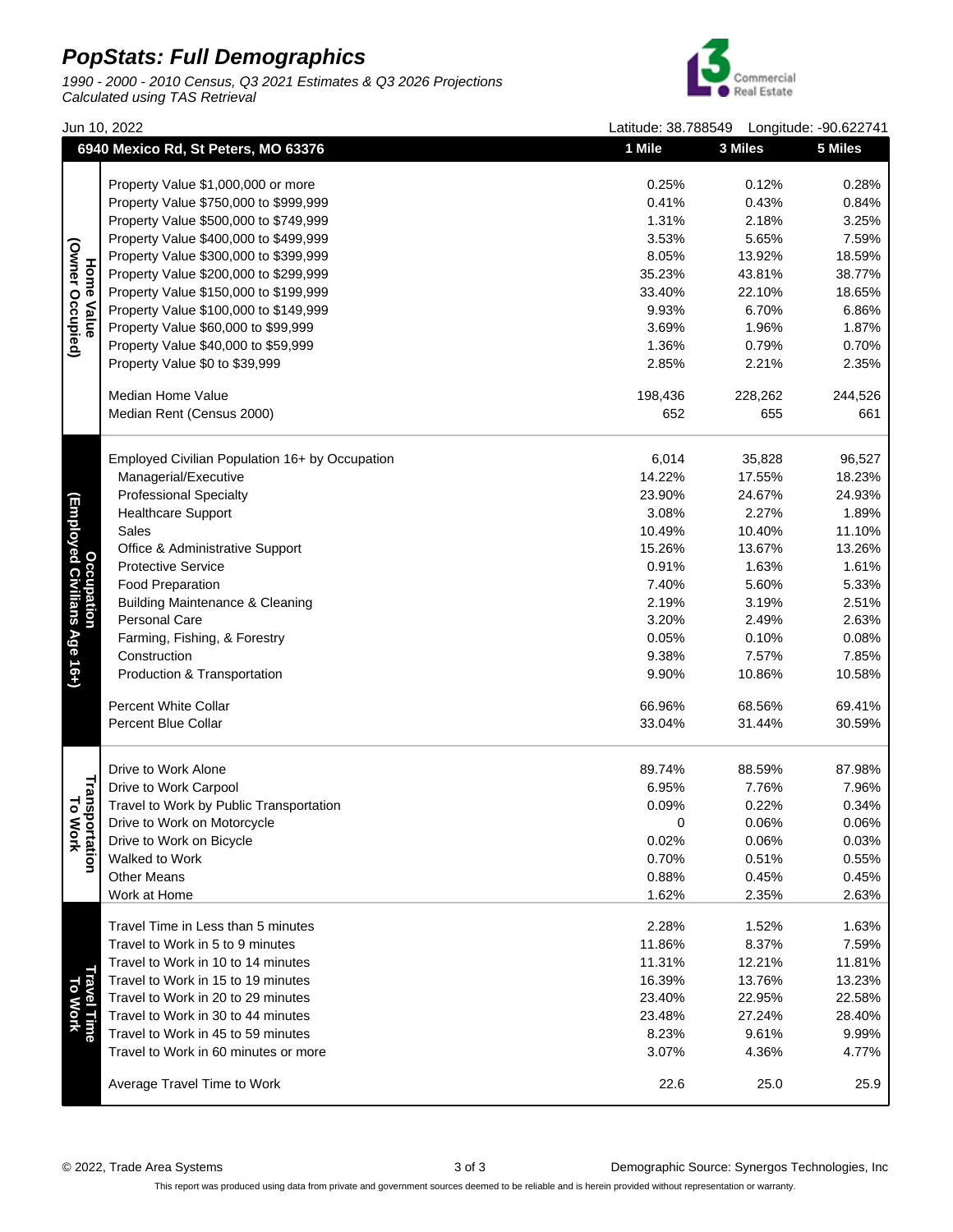# PopStats: Full Demographics

*1990 - 2000 - 2010 Census, Q3 2021 Estimates & Q3 2026 Projections*
*Calculated using TAS Retrieval*

Jun 10, 2022 Latitude: 38.788549 Longitude: -90.622741

| 6940 Mexico Rd, St Peters, MO 63376 | | 1 Mile | 3 Miles | 5 Miles |
|---|---|---|---|---|
| Home Value (Owner Occupied) | Property Value $1,000,000 or more | 0.25% | 0.12% | 0.28% |
| | Property Value $750,000 to $999,999 | 0.41% | 0.43% | 0.84% |
| | Property Value $500,000 to $749,999 | 1.31% | 2.18% | 3.25% |
| | Property Value $400,000 to $499,999 | 3.53% | 5.65% | 7.59% |
| | Property Value $300,000 to $399,999 | 8.05% | 13.92% | 18.59% |
| | Property Value $200,000 to $299,999 | 35.23% | 43.81% | 38.77% |
| | Property Value $150,000 to $199,999 | 33.40% | 22.10% | 18.65% |
| | Property Value $100,000 to $149,999 | 9.93% | 6.70% | 6.86% |
| | Property Value $60,000 to $99,999 | 3.69% | 1.96% | 1.87% |
| | Property Value $40,000 to $59,999 | 1.36% | 0.79% | 0.70% |
| | Property Value $0 to $39,999 | 2.85% | 2.21% | 2.35% |
| | Median Home Value | 198,436 | 228,262 | 244,526 |
| | Median Rent (Census 2000) | 652 | 655 | 661 |
| Occupation (Employed Civilians Age 16+) | Employed Civilian Population 16+ by Occupation | 6,014 | 35,828 | 96,527 |
| | Managerial/Executive | 14.22% | 17.55% | 18.23% |
| | Professional Specialty | 23.90% | 24.67% | 24.93% |
| | Healthcare Support | 3.08% | 2.27% | 1.89% |
| | Sales | 10.49% | 10.40% | 11.10% |
| | Office & Administrative Support | 15.26% | 13.67% | 13.26% |
| | Protective Service | 0.91% | 1.63% | 1.61% |
| | Food Preparation | 7.40% | 5.60% | 5.33% |
| | Building Maintenance & Cleaning | 2.19% | 3.19% | 2.51% |
| | Personal Care | 3.20% | 2.49% | 2.63% |
| | Farming, Fishing, & Forestry | 0.05% | 0.10% | 0.08% |
| | Construction | 9.38% | 7.57% | 7.85% |
| | Production & Transportation | 9.90% | 10.86% | 10.58% |
| | Percent White Collar | 66.96% | 68.56% | 69.41% |
| | Percent Blue Collar | 33.04% | 31.44% | 30.59% |
| Transportation To Work | Drive to Work Alone | 89.74% | 88.59% | 87.98% |
| | Drive to Work Carpool | 6.95% | 7.76% | 7.96% |
| | Travel to Work by Public Transportation | 0.09% | 0.22% | 0.34% |
| | Drive to Work on Motorcycle | 0 | 0.06% | 0.06% |
| | Drive to Work on Bicycle | 0.02% | 0.06% | 0.03% |
| | Walked to Work | 0.70% | 0.51% | 0.55% |
| | Other Means | 0.88% | 0.45% | 0.45% |
| | Work at Home | 1.62% | 2.35% | 2.63% |
| Travel Time To Work | Travel Time in Less than 5 minutes | 2.28% | 1.52% | 1.63% |
| | Travel to Work in 5 to 9 minutes | 11.86% | 8.37% | 7.59% |
| | Travel to Work in 10 to 14 minutes | 11.31% | 12.21% | 11.81% |
| | Travel to Work in 15 to 19 minutes | 16.39% | 13.76% | 13.23% |
| | Travel to Work in 20 to 29 minutes | 23.40% | 22.95% | 22.58% |
| | Travel to Work in 30 to 44 minutes | 23.48% | 27.24% | 28.40% |
| | Travel to Work in 45 to 59 minutes | 8.23% | 9.61% | 9.99% |
| | Travel to Work in 60 minutes or more | 3.07% | 4.36% | 4.77% |
| | Average Travel Time to Work | 22.6 | 25.0 | 25.9 |

© 2022, Trade Area Systems Demographic Source: Synergos Technologies, Inc

This report was produced using data from private and government sources deemed to be reliable and is herein provided without representation or warranty.